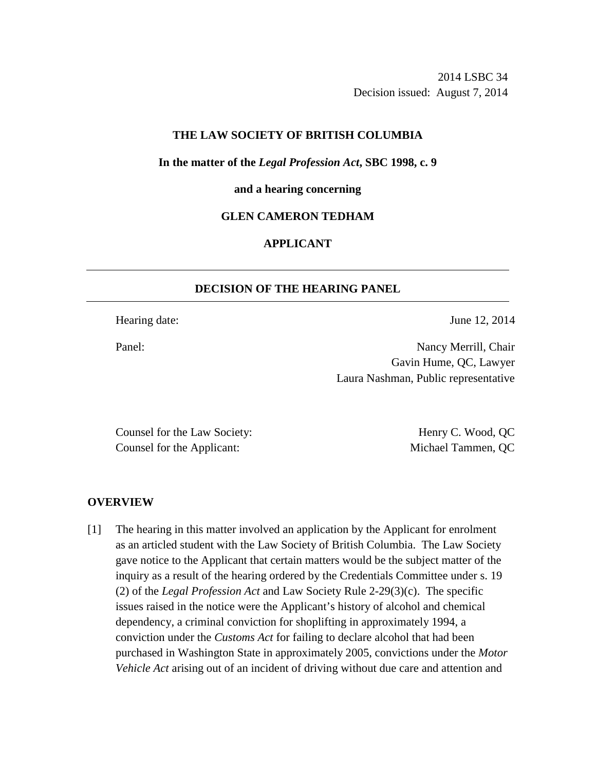2014 LSBC 34
Decision issued: August 7, 2014

**THE LAW SOCIETY OF BRITISH COLUMBIA**

**In the matter of the *Legal Profession Act*, SBC 1998, c. 9**

**and a hearing concerning**

**GLEN CAMERON TEDHAM**

**APPLICANT**

---

**DECISION OF THE HEARING PANEL**

---

Hearing date: June 12, 2014

Panel: Nancy Merrill, Chair
Gavin Hume, QC, Lawyer
Laura Nashman, Public representative

Counsel for the Law Society: Henry C. Wood, QC
Counsel for the Applicant: Michael Tammen, QC

## OVERVIEW

[1] The hearing in this matter involved an application by the Applicant for enrolment as an articled student with the Law Society of British Columbia. The Law Society gave notice to the Applicant that certain matters would be the subject matter of the inquiry as a result of the hearing ordered by the Credentials Committee under s. 19 (2) of the *Legal Profession Act* and Law Society Rule 2-29(3)(c). The specific issues raised in the notice were the Applicant's history of alcohol and chemical dependency, a criminal conviction for shoplifting in approximately 1994, a conviction under the *Customs Act* for failing to declare alcohol that had been purchased in Washington State in approximately 2005, convictions under the *Motor Vehicle Act* arising out of an incident of driving without due care and attention and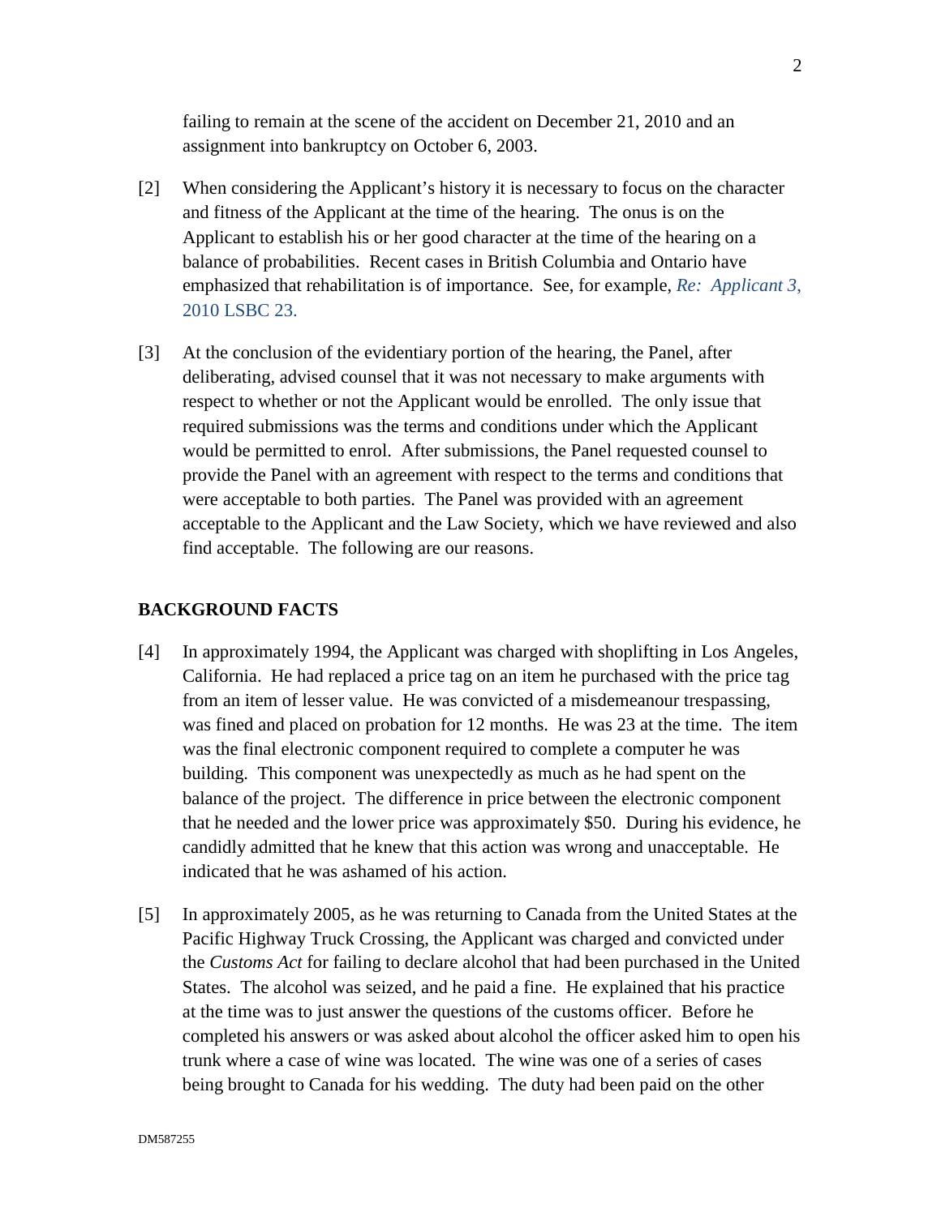failing to remain at the scene of the accident on December 21, 2010 and an assignment into bankruptcy on October 6, 2003.

[2] When considering the Applicant's history it is necessary to focus on the character and fitness of the Applicant at the time of the hearing. The onus is on the Applicant to establish his or her good character at the time of the hearing on a balance of probabilities. Recent cases in British Columbia and Ontario have emphasized that rehabilitation is of importance. See, for example, *Re: Applicant 3*, 2010 LSBC 23.

[3] At the conclusion of the evidentiary portion of the hearing, the Panel, after deliberating, advised counsel that it was not necessary to make arguments with respect to whether or not the Applicant would be enrolled. The only issue that required submissions was the terms and conditions under which the Applicant would be permitted to enrol. After submissions, the Panel requested counsel to provide the Panel with an agreement with respect to the terms and conditions that were acceptable to both parties. The Panel was provided with an agreement acceptable to the Applicant and the Law Society, which we have reviewed and also find acceptable. The following are our reasons.

## BACKGROUND FACTS

[4] In approximately 1994, the Applicant was charged with shoplifting in Los Angeles, California. He had replaced a price tag on an item he purchased with the price tag from an item of lesser value. He was convicted of a misdemeanour trespassing, was fined and placed on probation for 12 months. He was 23 at the time. The item was the final electronic component required to complete a computer he was building. This component was unexpectedly as much as he had spent on the balance of the project. The difference in price between the electronic component that he needed and the lower price was approximately $50. During his evidence, he candidly admitted that he knew that this action was wrong and unacceptable. He indicated that he was ashamed of his action.

[5] In approximately 2005, as he was returning to Canada from the United States at the Pacific Highway Truck Crossing, the Applicant was charged and convicted under the *Customs Act* for failing to declare alcohol that had been purchased in the United States. The alcohol was seized, and he paid a fine. He explained that his practice at the time was to just answer the questions of the customs officer. Before he completed his answers or was asked about alcohol the officer asked him to open his trunk where a case of wine was located. The wine was one of a series of cases being brought to Canada for his wedding. The duty had been paid on the other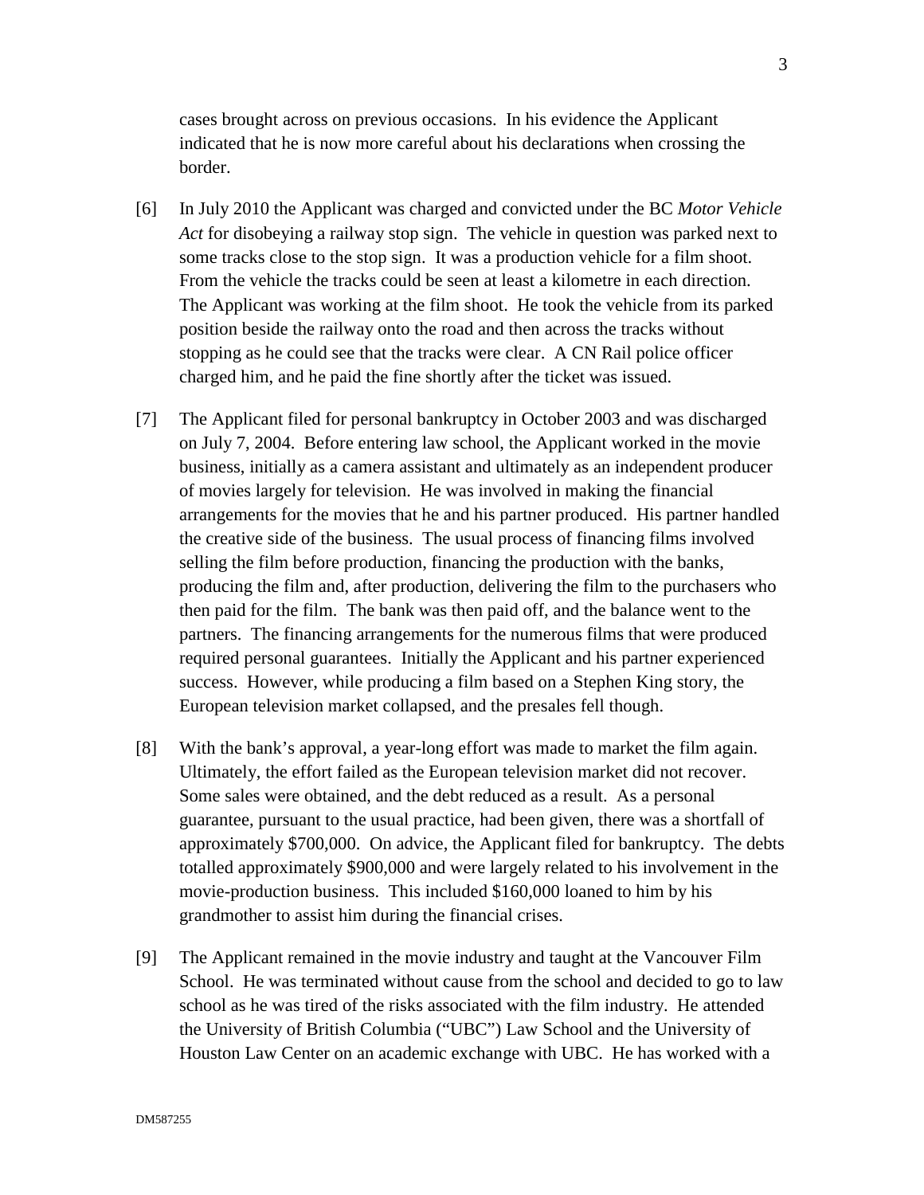cases brought across on previous occasions. In his evidence the Applicant indicated that he is now more careful about his declarations when crossing the border.

[6] In July 2010 the Applicant was charged and convicted under the BC *Motor Vehicle Act* for disobeying a railway stop sign. The vehicle in question was parked next to some tracks close to the stop sign. It was a production vehicle for a film shoot. From the vehicle the tracks could be seen at least a kilometre in each direction. The Applicant was working at the film shoot. He took the vehicle from its parked position beside the railway onto the road and then across the tracks without stopping as he could see that the tracks were clear. A CN Rail police officer charged him, and he paid the fine shortly after the ticket was issued.

[7] The Applicant filed for personal bankruptcy in October 2003 and was discharged on July 7, 2004. Before entering law school, the Applicant worked in the movie business, initially as a camera assistant and ultimately as an independent producer of movies largely for television. He was involved in making the financial arrangements for the movies that he and his partner produced. His partner handled the creative side of the business. The usual process of financing films involved selling the film before production, financing the production with the banks, producing the film and, after production, delivering the film to the purchasers who then paid for the film. The bank was then paid off, and the balance went to the partners. The financing arrangements for the numerous films that were produced required personal guarantees. Initially the Applicant and his partner experienced success. However, while producing a film based on a Stephen King story, the European television market collapsed, and the presales fell though.

[8] With the bank's approval, a year-long effort was made to market the film again. Ultimately, the effort failed as the European television market did not recover. Some sales were obtained, and the debt reduced as a result. As a personal guarantee, pursuant to the usual practice, had been given, there was a shortfall of approximately $700,000. On advice, the Applicant filed for bankruptcy. The debts totalled approximately $900,000 and were largely related to his involvement in the movie-production business. This included $160,000 loaned to him by his grandmother to assist him during the financial crises.

[9] The Applicant remained in the movie industry and taught at the Vancouver Film School. He was terminated without cause from the school and decided to go to law school as he was tired of the risks associated with the film industry. He attended the University of British Columbia ("UBC") Law School and the University of Houston Law Center on an academic exchange with UBC. He has worked with a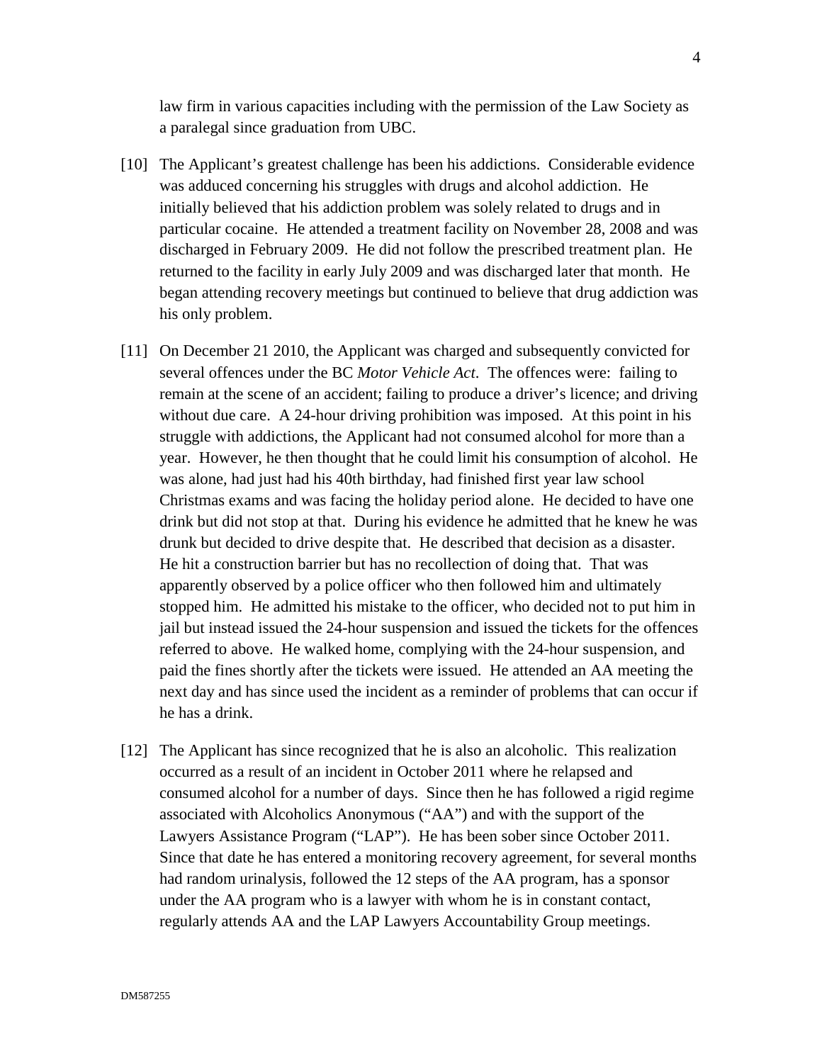law firm in various capacities including with the permission of the Law Society as a paralegal since graduation from UBC.

[10] The Applicant's greatest challenge has been his addictions. Considerable evidence was adduced concerning his struggles with drugs and alcohol addiction. He initially believed that his addiction problem was solely related to drugs and in particular cocaine. He attended a treatment facility on November 28, 2008 and was discharged in February 2009. He did not follow the prescribed treatment plan. He returned to the facility in early July 2009 and was discharged later that month. He began attending recovery meetings but continued to believe that drug addiction was his only problem.

[11] On December 21 2010, the Applicant was charged and subsequently convicted for several offences under the BC *Motor Vehicle Act*. The offences were: failing to remain at the scene of an accident; failing to produce a driver's licence; and driving without due care. A 24-hour driving prohibition was imposed. At this point in his struggle with addictions, the Applicant had not consumed alcohol for more than a year. However, he then thought that he could limit his consumption of alcohol. He was alone, had just had his 40th birthday, had finished first year law school Christmas exams and was facing the holiday period alone. He decided to have one drink but did not stop at that. During his evidence he admitted that he knew he was drunk but decided to drive despite that. He described that decision as a disaster. He hit a construction barrier but has no recollection of doing that. That was apparently observed by a police officer who then followed him and ultimately stopped him. He admitted his mistake to the officer, who decided not to put him in jail but instead issued the 24-hour suspension and issued the tickets for the offences referred to above. He walked home, complying with the 24-hour suspension, and paid the fines shortly after the tickets were issued. He attended an AA meeting the next day and has since used the incident as a reminder of problems that can occur if he has a drink.

[12] The Applicant has since recognized that he is also an alcoholic. This realization occurred as a result of an incident in October 2011 where he relapsed and consumed alcohol for a number of days. Since then he has followed a rigid regime associated with Alcoholics Anonymous ("AA") and with the support of the Lawyers Assistance Program ("LAP"). He has been sober since October 2011. Since that date he has entered a monitoring recovery agreement, for several months had random urinalysis, followed the 12 steps of the AA program, has a sponsor under the AA program who is a lawyer with whom he is in constant contact, regularly attends AA and the LAP Lawyers Accountability Group meetings.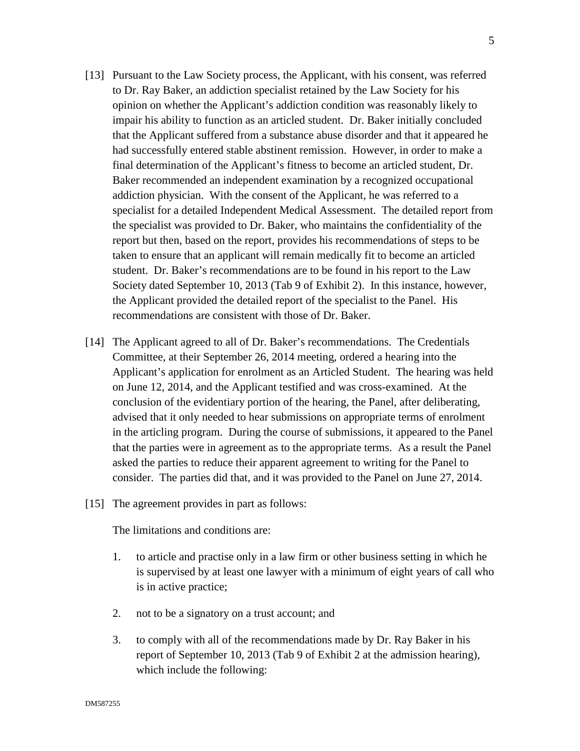[13] Pursuant to the Law Society process, the Applicant, with his consent, was referred to Dr. Ray Baker, an addiction specialist retained by the Law Society for his opinion on whether the Applicant's addiction condition was reasonably likely to impair his ability to function as an articled student. Dr. Baker initially concluded that the Applicant suffered from a substance abuse disorder and that it appeared he had successfully entered stable abstinent remission. However, in order to make a final determination of the Applicant's fitness to become an articled student, Dr. Baker recommended an independent examination by a recognized occupational addiction physician. With the consent of the Applicant, he was referred to a specialist for a detailed Independent Medical Assessment. The detailed report from the specialist was provided to Dr. Baker, who maintains the confidentiality of the report but then, based on the report, provides his recommendations of steps to be taken to ensure that an applicant will remain medically fit to become an articled student. Dr. Baker's recommendations are to be found in his report to the Law Society dated September 10, 2013 (Tab 9 of Exhibit 2). In this instance, however, the Applicant provided the detailed report of the specialist to the Panel. His recommendations are consistent with those of Dr. Baker.

[14] The Applicant agreed to all of Dr. Baker's recommendations. The Credentials Committee, at their September 26, 2014 meeting, ordered a hearing into the Applicant's application for enrolment as an Articled Student. The hearing was held on June 12, 2014, and the Applicant testified and was cross-examined. At the conclusion of the evidentiary portion of the hearing, the Panel, after deliberating, advised that it only needed to hear submissions on appropriate terms of enrolment in the articling program. During the course of submissions, it appeared to the Panel that the parties were in agreement as to the appropriate terms. As a result the Panel asked the parties to reduce their apparent agreement to writing for the Panel to consider. The parties did that, and it was provided to the Panel on June 27, 2014.

[15] The agreement provides in part as follows:

The limitations and conditions are:

1. to article and practise only in a law firm or other business setting in which he is supervised by at least one lawyer with a minimum of eight years of call who is in active practice;

2. not to be a signatory on a trust account; and

3. to comply with all of the recommendations made by Dr. Ray Baker in his report of September 10, 2013 (Tab 9 of Exhibit 2 at the admission hearing), which include the following: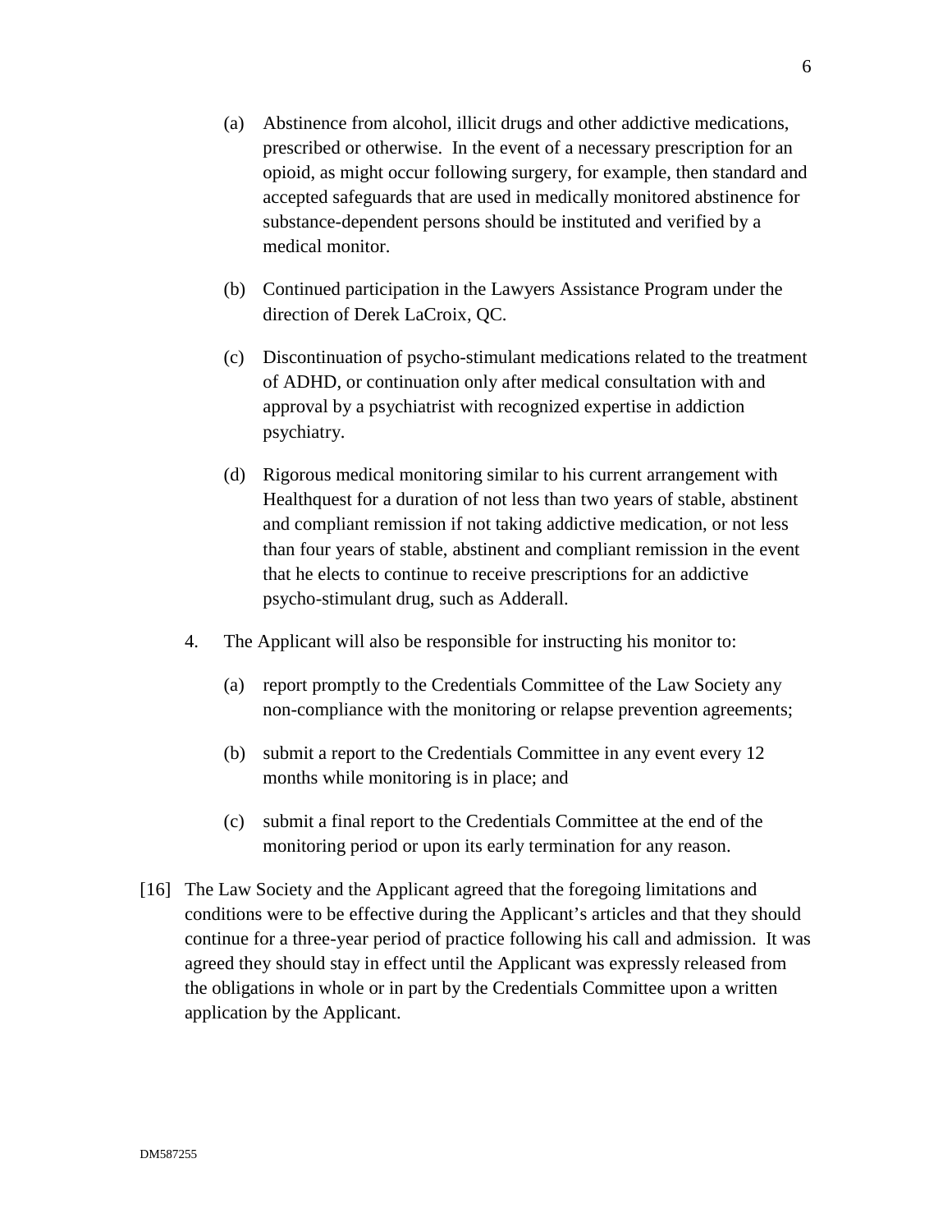(a) Abstinence from alcohol, illicit drugs and other addictive medications, prescribed or otherwise. In the event of a necessary prescription for an opioid, as might occur following surgery, for example, then standard and accepted safeguards that are used in medically monitored abstinence for substance-dependent persons should be instituted and verified by a medical monitor.

(b) Continued participation in the Lawyers Assistance Program under the direction of Derek LaCroix, QC.

(c) Discontinuation of psycho-stimulant medications related to the treatment of ADHD, or continuation only after medical consultation with and approval by a psychiatrist with recognized expertise in addiction psychiatry.

(d) Rigorous medical monitoring similar to his current arrangement with Healthquest for a duration of not less than two years of stable, abstinent and compliant remission if not taking addictive medication, or not less than four years of stable, abstinent and compliant remission in the event that he elects to continue to receive prescriptions for an addictive psycho-stimulant drug, such as Adderall.

4. The Applicant will also be responsible for instructing his monitor to:

(a) report promptly to the Credentials Committee of the Law Society any non-compliance with the monitoring or relapse prevention agreements;

(b) submit a report to the Credentials Committee in any event every 12 months while monitoring is in place; and

(c) submit a final report to the Credentials Committee at the end of the monitoring period or upon its early termination for any reason.

[16] The Law Society and the Applicant agreed that the foregoing limitations and conditions were to be effective during the Applicant's articles and that they should continue for a three-year period of practice following his call and admission. It was agreed they should stay in effect until the Applicant was expressly released from the obligations in whole or in part by the Credentials Committee upon a written application by the Applicant.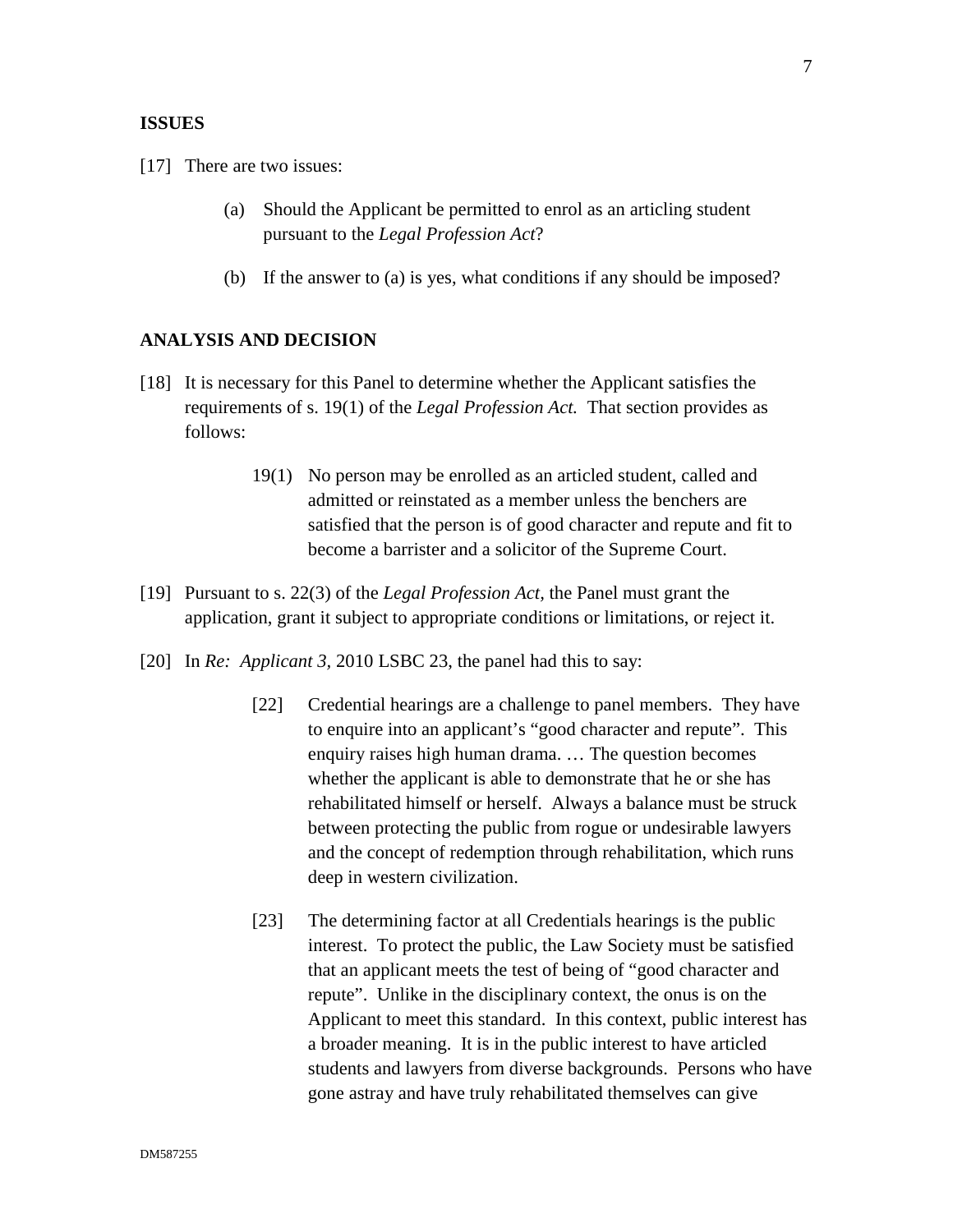## ISSUES

[17] There are two issues:

> (a) Should the Applicant be permitted to enrol as an articling student pursuant to the *Legal Profession Act*?
>
> (b) If the answer to (a) is yes, what conditions if any should be imposed?

## ANALYSIS AND DECISION

[18] It is necessary for this Panel to determine whether the Applicant satisfies the requirements of s. 19(1) of the *Legal Profession Act.* That section provides as follows:

> 19(1) No person may be enrolled as an articled student, called and admitted or reinstated as a member unless the benchers are satisfied that the person is of good character and repute and fit to become a barrister and a solicitor of the Supreme Court.

[19] Pursuant to s. 22(3) of the *Legal Profession Act,* the Panel must grant the application, grant it subject to appropriate conditions or limitations, or reject it.

[20] In *Re: Applicant 3,* 2010 LSBC 23, the panel had this to say:

> [22] Credential hearings are a challenge to panel members. They have to enquire into an applicant's "good character and repute". This enquiry raises high human drama. … The question becomes whether the applicant is able to demonstrate that he or she has rehabilitated himself or herself. Always a balance must be struck between protecting the public from rogue or undesirable lawyers and the concept of redemption through rehabilitation, which runs deep in western civilization.
>
> [23] The determining factor at all Credentials hearings is the public interest. To protect the public, the Law Society must be satisfied that an applicant meets the test of being of "good character and repute". Unlike in the disciplinary context, the onus is on the Applicant to meet this standard. In this context, public interest has a broader meaning. It is in the public interest to have articled students and lawyers from diverse backgrounds. Persons who have gone astray and have truly rehabilitated themselves can give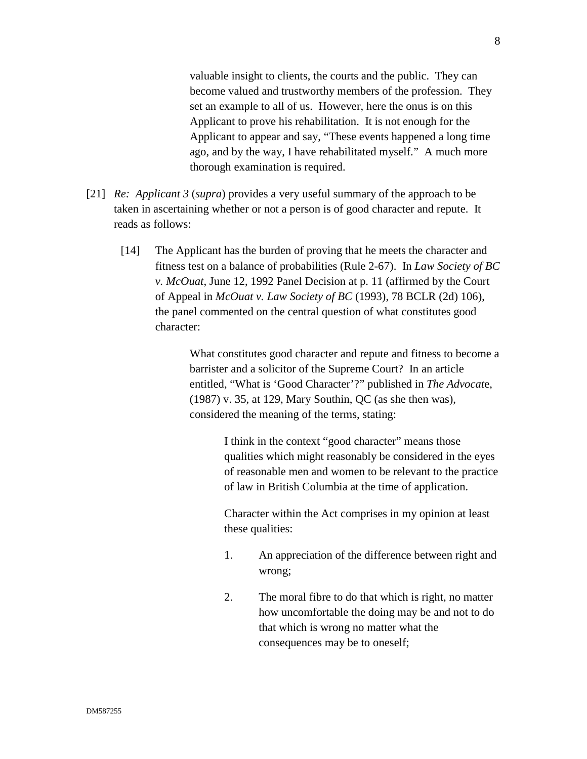> valuable insight to clients, the courts and the public. They can become valued and trustworthy members of the profession. They set an example to all of us. However, here the onus is on this Applicant to prove his rehabilitation. It is not enough for the Applicant to appear and say, "These events happened a long time ago, and by the way, I have rehabilitated myself." A much more thorough examination is required.

[21] *Re: Applicant 3* (*supra*) provides a very useful summary of the approach to be taken in ascertaining whether or not a person is of good character and repute. It reads as follows:

> [14] The Applicant has the burden of proving that he meets the character and fitness test on a balance of probabilities (Rule 2-67). In *Law Society of BC v. McOuat*, June 12, 1992 Panel Decision at p. 11 (affirmed by the Court of Appeal in *McOuat v. Law Society of BC* (1993), 78 BCLR (2d) 106), the panel commented on the central question of what constitutes good character:
>
> > What constitutes good character and repute and fitness to become a barrister and a solicitor of the Supreme Court? In an article entitled, "What is 'Good Character'?" published in *The Advocate*, (1987) v. 35, at 129, Mary Southin, QC (as she then was), considered the meaning of the terms, stating:
> >
> > > I think in the context "good character" means those qualities which might reasonably be considered in the eyes of reasonable men and women to be relevant to the practice of law in British Columbia at the time of application.
> > >
> > > Character within the Act comprises in my opinion at least these qualities:
> > >
> > > 1. An appreciation of the difference between right and wrong;
> > >
> > > 2. The moral fibre to do that which is right, no matter how uncomfortable the doing may be and not to do that which is wrong no matter what the consequences may be to oneself;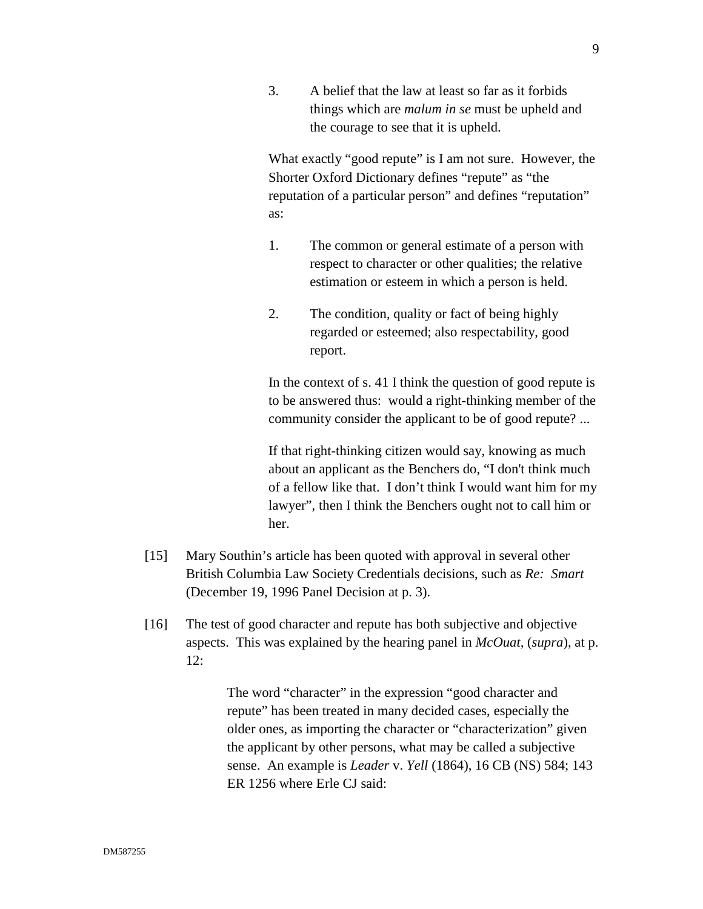> 3. A belief that the law at least so far as it forbids things which are *malum in se* must be upheld and the courage to see that it is upheld.
>
> What exactly "good repute" is I am not sure. However, the Shorter Oxford Dictionary defines "repute" as "the reputation of a particular person" and defines "reputation" as:
>
> 1. The common or general estimate of a person with respect to character or other qualities; the relative estimation or esteem in which a person is held.
>
> 2. The condition, quality or fact of being highly regarded or esteemed; also respectability, good report.
>
> In the context of s. 41 I think the question of good repute is to be answered thus: would a right-thinking member of the community consider the applicant to be of good repute? ...
>
> If that right-thinking citizen would say, knowing as much about an applicant as the Benchers do, "I don't think much of a fellow like that. I don't think I would want him for my lawyer", then I think the Benchers ought not to call him or her.

[15] Mary Southin's article has been quoted with approval in several other British Columbia Law Society Credentials decisions, such as *Re: Smart* (December 19, 1996 Panel Decision at p. 3).

[16] The test of good character and repute has both subjective and objective aspects. This was explained by the hearing panel in *McOuat,* (*supra*), at p. 12:

> The word "character" in the expression "good character and repute" has been treated in many decided cases, especially the older ones, as importing the character or "characterization" given the applicant by other persons, what may be called a subjective sense. An example is *Leader* v. *Yell* (1864), 16 CB (NS) 584; 143 ER 1256 where Erle CJ said: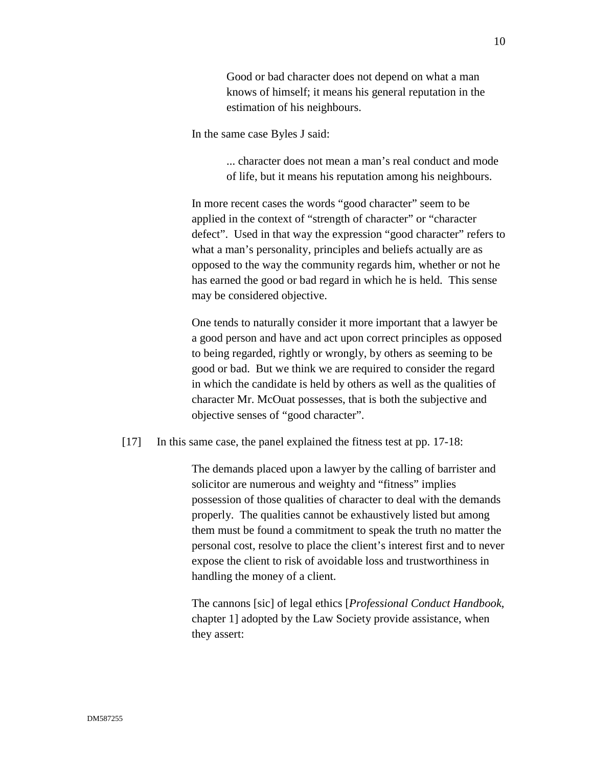> > Good or bad character does not depend on what a man knows of himself; it means his general reputation in the estimation of his neighbours.
>
> In the same case Byles J said:
>
> > ... character does not mean a man's real conduct and mode of life, but it means his reputation among his neighbours.
>
> In more recent cases the words "good character" seem to be applied in the context of "strength of character" or "character defect". Used in that way the expression "good character" refers to what a man's personality, principles and beliefs actually are as opposed to the way the community regards him, whether or not he has earned the good or bad regard in which he is held. This sense may be considered objective.
>
> One tends to naturally consider it more important that a lawyer be a good person and have and act upon correct principles as opposed to being regarded, rightly or wrongly, by others as seeming to be good or bad. But we think we are required to consider the regard in which the candidate is held by others as well as the qualities of character Mr. McOuat possesses, that is both the subjective and objective senses of "good character".

[17] In this same case, the panel explained the fitness test at pp. 17-18:

> The demands placed upon a lawyer by the calling of barrister and solicitor are numerous and weighty and "fitness" implies possession of those qualities of character to deal with the demands properly. The qualities cannot be exhaustively listed but among them must be found a commitment to speak the truth no matter the personal cost, resolve to place the client's interest first and to never expose the client to risk of avoidable loss and trustworthiness in handling the money of a client.
>
> The cannons [sic] of legal ethics [*Professional Conduct Handbook*, chapter 1] adopted by the Law Society provide assistance, when they assert: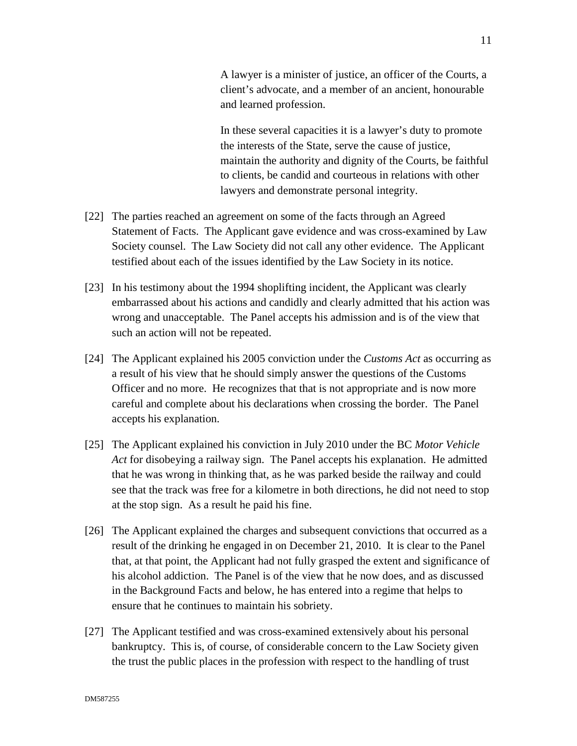> A lawyer is a minister of justice, an officer of the Courts, a client's advocate, and a member of an ancient, honourable and learned profession.
>
> In these several capacities it is a lawyer's duty to promote the interests of the State, serve the cause of justice, maintain the authority and dignity of the Courts, be faithful to clients, be candid and courteous in relations with other lawyers and demonstrate personal integrity.

[22] The parties reached an agreement on some of the facts through an Agreed Statement of Facts. The Applicant gave evidence and was cross-examined by Law Society counsel. The Law Society did not call any other evidence. The Applicant testified about each of the issues identified by the Law Society in its notice.

[23] In his testimony about the 1994 shoplifting incident, the Applicant was clearly embarrassed about his actions and candidly and clearly admitted that his action was wrong and unacceptable. The Panel accepts his admission and is of the view that such an action will not be repeated.

[24] The Applicant explained his 2005 conviction under the *Customs Act* as occurring as a result of his view that he should simply answer the questions of the Customs Officer and no more. He recognizes that that is not appropriate and is now more careful and complete about his declarations when crossing the border. The Panel accepts his explanation.

[25] The Applicant explained his conviction in July 2010 under the BC *Motor Vehicle Act* for disobeying a railway sign. The Panel accepts his explanation. He admitted that he was wrong in thinking that, as he was parked beside the railway and could see that the track was free for a kilometre in both directions, he did not need to stop at the stop sign. As a result he paid his fine.

[26] The Applicant explained the charges and subsequent convictions that occurred as a result of the drinking he engaged in on December 21, 2010. It is clear to the Panel that, at that point, the Applicant had not fully grasped the extent and significance of his alcohol addiction. The Panel is of the view that he now does, and as discussed in the Background Facts and below, he has entered into a regime that helps to ensure that he continues to maintain his sobriety.

[27] The Applicant testified and was cross-examined extensively about his personal bankruptcy. This is, of course, of considerable concern to the Law Society given the trust the public places in the profession with respect to the handling of trust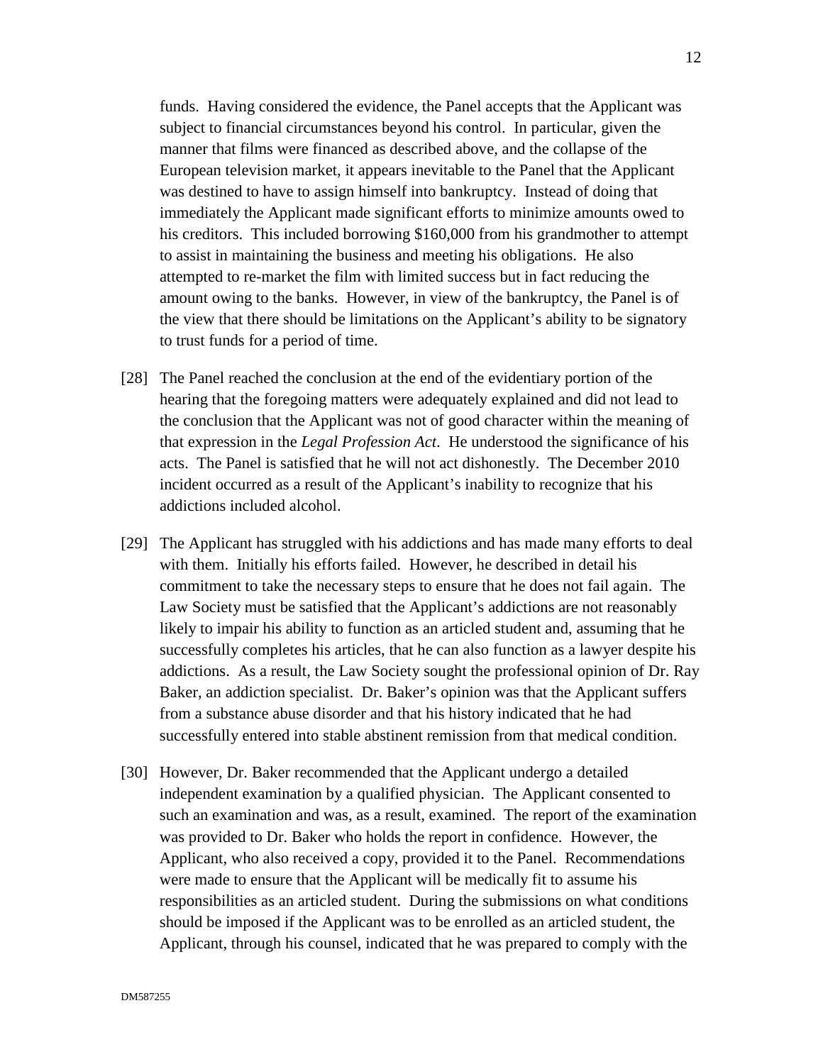funds. Having considered the evidence, the Panel accepts that the Applicant was subject to financial circumstances beyond his control. In particular, given the manner that films were financed as described above, and the collapse of the European television market, it appears inevitable to the Panel that the Applicant was destined to have to assign himself into bankruptcy. Instead of doing that immediately the Applicant made significant efforts to minimize amounts owed to his creditors. This included borrowing $160,000 from his grandmother to attempt to assist in maintaining the business and meeting his obligations. He also attempted to re-market the film with limited success but in fact reducing the amount owing to the banks. However, in view of the bankruptcy, the Panel is of the view that there should be limitations on the Applicant's ability to be signatory to trust funds for a period of time.

[28] The Panel reached the conclusion at the end of the evidentiary portion of the hearing that the foregoing matters were adequately explained and did not lead to the conclusion that the Applicant was not of good character within the meaning of that expression in the *Legal Profession Act*. He understood the significance of his acts. The Panel is satisfied that he will not act dishonestly. The December 2010 incident occurred as a result of the Applicant's inability to recognize that his addictions included alcohol.

[29] The Applicant has struggled with his addictions and has made many efforts to deal with them. Initially his efforts failed. However, he described in detail his commitment to take the necessary steps to ensure that he does not fail again. The Law Society must be satisfied that the Applicant's addictions are not reasonably likely to impair his ability to function as an articled student and, assuming that he successfully completes his articles, that he can also function as a lawyer despite his addictions. As a result, the Law Society sought the professional opinion of Dr. Ray Baker, an addiction specialist. Dr. Baker's opinion was that the Applicant suffers from a substance abuse disorder and that his history indicated that he had successfully entered into stable abstinent remission from that medical condition.

[30] However, Dr. Baker recommended that the Applicant undergo a detailed independent examination by a qualified physician. The Applicant consented to such an examination and was, as a result, examined. The report of the examination was provided to Dr. Baker who holds the report in confidence. However, the Applicant, who also received a copy, provided it to the Panel. Recommendations were made to ensure that the Applicant will be medically fit to assume his responsibilities as an articled student. During the submissions on what conditions should be imposed if the Applicant was to be enrolled as an articled student, the Applicant, through his counsel, indicated that he was prepared to comply with the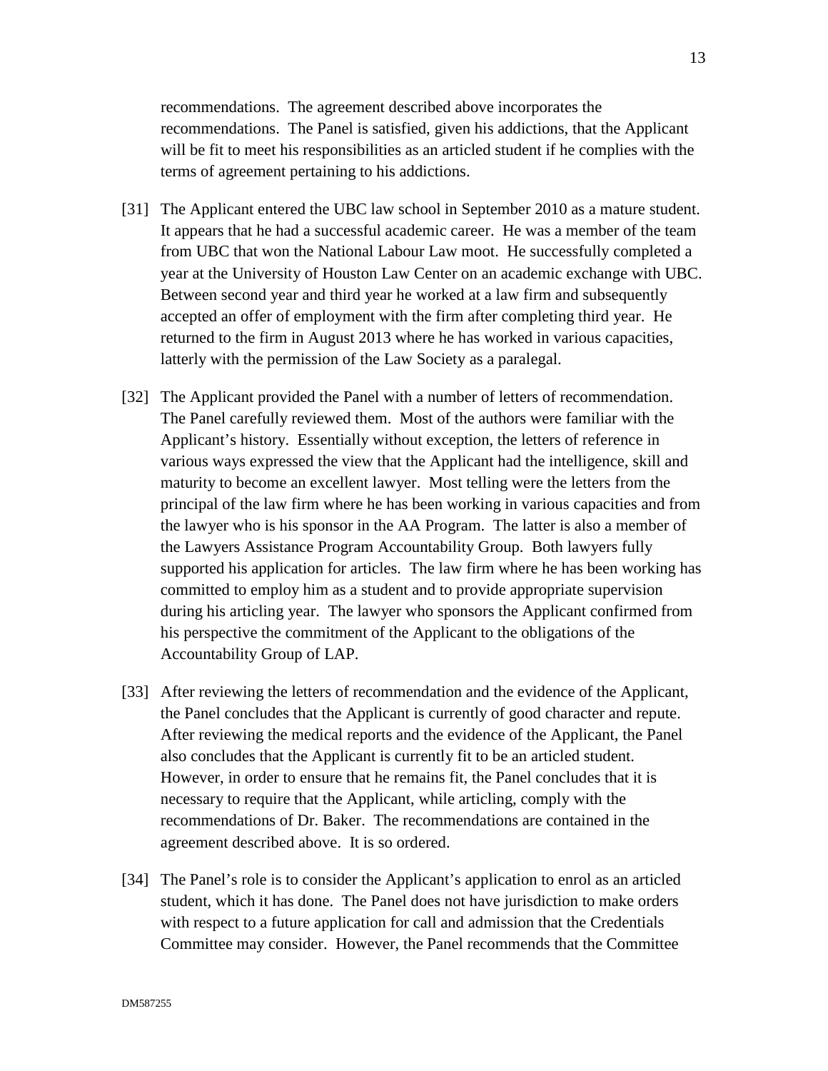recommendations. The agreement described above incorporates the recommendations. The Panel is satisfied, given his addictions, that the Applicant will be fit to meet his responsibilities as an articled student if he complies with the terms of agreement pertaining to his addictions.

[31] The Applicant entered the UBC law school in September 2010 as a mature student. It appears that he had a successful academic career. He was a member of the team from UBC that won the National Labour Law moot. He successfully completed a year at the University of Houston Law Center on an academic exchange with UBC. Between second year and third year he worked at a law firm and subsequently accepted an offer of employment with the firm after completing third year. He returned to the firm in August 2013 where he has worked in various capacities, latterly with the permission of the Law Society as a paralegal.

[32] The Applicant provided the Panel with a number of letters of recommendation. The Panel carefully reviewed them. Most of the authors were familiar with the Applicant's history. Essentially without exception, the letters of reference in various ways expressed the view that the Applicant had the intelligence, skill and maturity to become an excellent lawyer. Most telling were the letters from the principal of the law firm where he has been working in various capacities and from the lawyer who is his sponsor in the AA Program. The latter is also a member of the Lawyers Assistance Program Accountability Group. Both lawyers fully supported his application for articles. The law firm where he has been working has committed to employ him as a student and to provide appropriate supervision during his articling year. The lawyer who sponsors the Applicant confirmed from his perspective the commitment of the Applicant to the obligations of the Accountability Group of LAP.

[33] After reviewing the letters of recommendation and the evidence of the Applicant, the Panel concludes that the Applicant is currently of good character and repute. After reviewing the medical reports and the evidence of the Applicant, the Panel also concludes that the Applicant is currently fit to be an articled student. However, in order to ensure that he remains fit, the Panel concludes that it is necessary to require that the Applicant, while articling, comply with the recommendations of Dr. Baker. The recommendations are contained in the agreement described above. It is so ordered.

[34] The Panel's role is to consider the Applicant's application to enrol as an articled student, which it has done. The Panel does not have jurisdiction to make orders with respect to a future application for call and admission that the Credentials Committee may consider. However, the Panel recommends that the Committee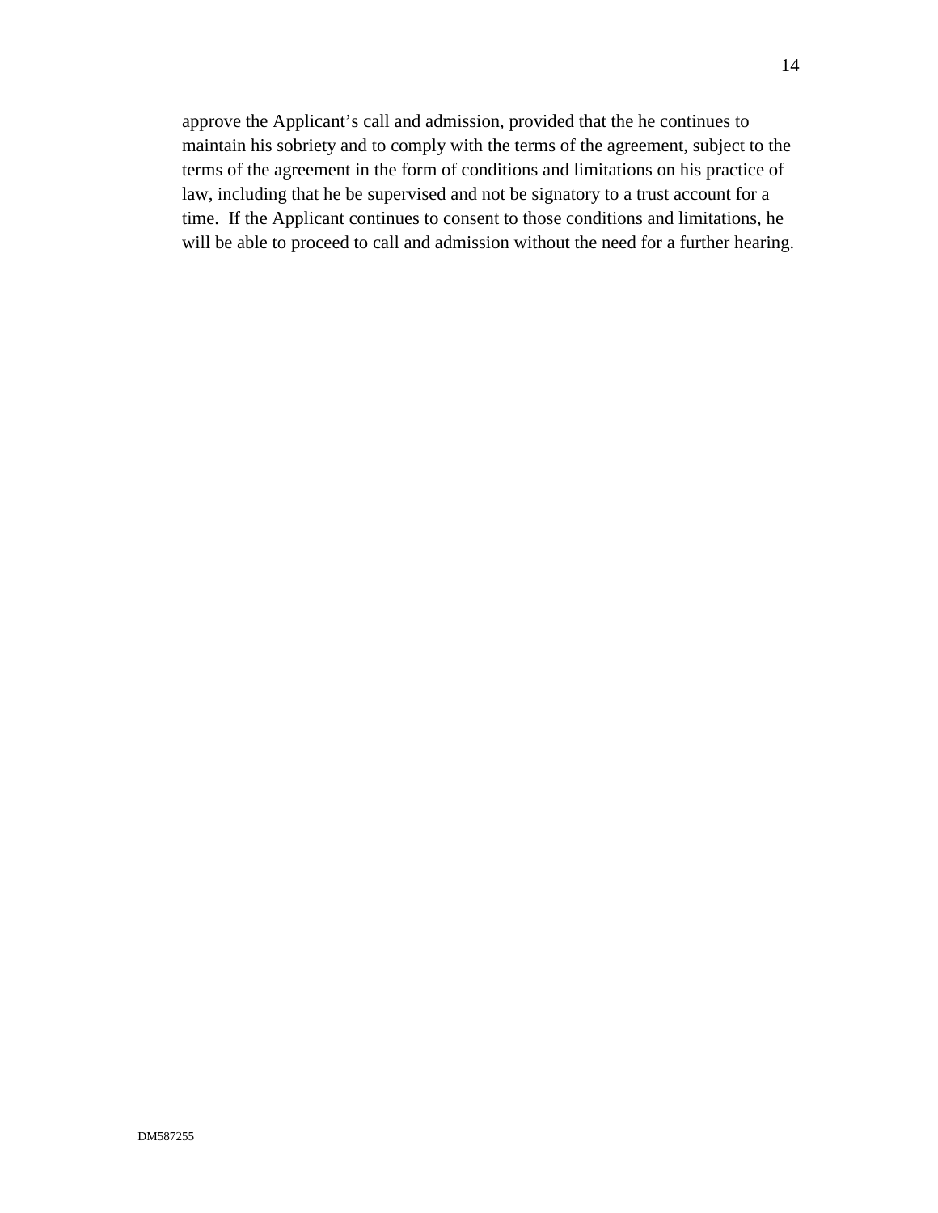approve the Applicant's call and admission, provided that the he continues to maintain his sobriety and to comply with the terms of the agreement, subject to the terms of the agreement in the form of conditions and limitations on his practice of law, including that he be supervised and not be signatory to a trust account for a time. If the Applicant continues to consent to those conditions and limitations, he will be able to proceed to call and admission without the need for a further hearing.